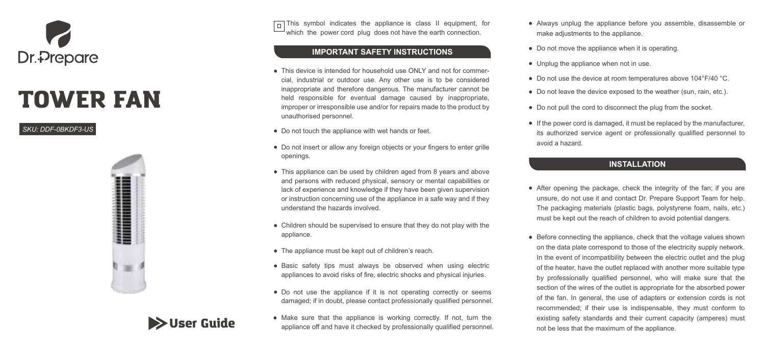Dr.Prepare

# TOWER FAN

*SKU: DDF-0BKDF3-US*

User Guide

This symbol indicates the appliance is class II equipment, for which the power cord plug does not have the earth connection.

## IMPORTANT SAFETY INSTRUCTIONS

- This device is intended for household use ONLY and not for commercial, industrial or outdoor use. Any other use is to be considered inappropriate and therefore dangerous. The manufacturer cannot be held responsible for eventual damage caused by inappropriate, improper or irresponsible use and/or for repairs made to the product by unauthorised personnel.
- Do not touch the appliance with wet hands or feet.
- Do not insert or allow any foreign objects or your fingers to enter grille openings.
- This appliance can be used by children aged from 8 years and above and persons with reduced physical, sensory or mental capabilities or lack of experience and knowledge if they have been given supervision or instruction concerning use of the appliance in a safe way and if they understand the hazards involved.
- Children should be supervised to ensure that they do not play with the appliance.
- The appliance must be kept out of children's reach.
- Basic safety tips must always be observed when using electric appliances to avoid risks of fire, electric shocks and physical injuries.
- Do not use the appliance if it is not operating correctly or seems damaged; if in doubt, please contact professionally qualified personnel.
- Make sure that the appliance is working correctly. If not, turn the appliance off and have it checked by professionally qualified personnel.
- Always unplug the appliance before you assemble, disassemble or make adjustments to the appliance.
- Do not move the appliance when it is operating.
- Unplug the appliance when not in use.
- Do not use the device at room temperatures above 104°F/40 °C.
- Do not leave the device exposed to the weather (sun, rain, etc.).
- Do not pull the cord to disconnect the plug from the socket.
- If the power cord is damaged, it must be replaced by the manufacturer, its authorized service agent or professionally qualified personnel to avoid a hazard.

## INSTALLATION

- After opening the package, check the integrity of the fan; if you are unsure, do not use it and contact Dr. Prepare Support Team for help. The packaging materials (plastic bags, polystyrene foam, nails, etc.) must be kept out the reach of children to avoid potential dangers.
- Before connecting the appliance, check that the voltage values shown on the data plate correspond to those of the electricity supply network. In the event of incompatibility between the electric outlet and the plug of the heater, have the outlet replaced with another more suitable type by professionally qualified personnel, who will make sure that the section of the wires of the outlet is appropriate for the absorbed power of the fan. In general, the use of adapters or extension cords is not recommended; if their use is indispensable, they must conform to existing safety standards and their current capacity (amperes) must not be less that the maximum of the appliance.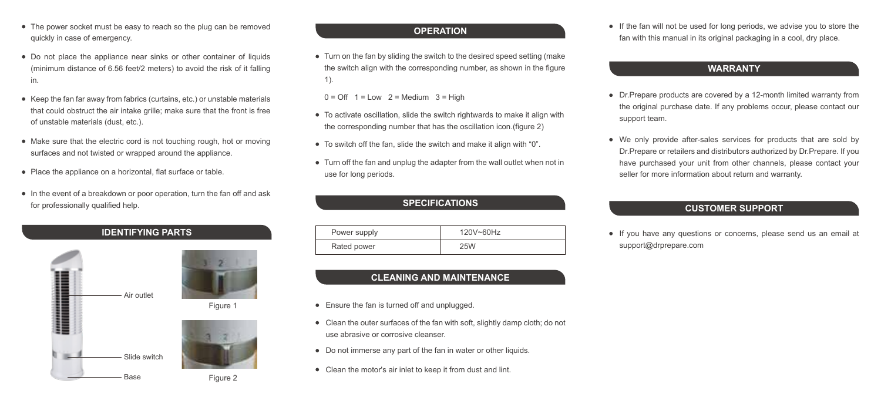- The power socket must be easy to reach so the plug can be removed quickly in case of emergency.
- Do not place the appliance near sinks or other container of liquids (minimum distance of 6.56 feet/2 meters) to avoid the risk of it falling in.
- Keep the fan far away from fabrics (curtains, etc.) or unstable materials that could obstruct the air intake grille; make sure that the front is free of unstable materials (dust, etc.).
- Make sure that the electric cord is not touching rough, hot or moving surfaces and not twisted or wrapped around the appliance.
- Place the appliance on a horizontal, flat surface or table.
- In the event of a breakdown or poor operation, turn the fan off and ask for professionally qualified help.

## IDENTIFYING PARTS

Air outlet

Slide switch

Base

Figure 1

Figure 2

## OPERATION

- Turn on the fan by sliding the switch to the desired speed setting (make the switch align with the corresponding number, as shown in the figure 1).

  0 = Off 1 = Low 2 = Medium 3 = High

- To activate oscillation, slide the switch rightwards to make it align with the corresponding number that has the oscillation icon.(figure 2)
- To switch off the fan, slide the switch and make it align with "0".
- Turn off the fan and unplug the adapter from the wall outlet when not in use for long periods.

## SPECIFICATIONS

| | |
|---|---|
| Power supply | 120V~60Hz |
| Rated power | 25W |

## CLEANING AND MAINTENANCE

- Ensure the fan is turned off and unplugged.
- Clean the outer surfaces of the fan with soft, slightly damp cloth; do not use abrasive or corrosive cleanser.
- Do not immerse any part of the fan in water or other liquids.
- Clean the motor's air inlet to keep it from dust and lint.
- If the fan will not be used for long periods, we advise you to store the fan with this manual in its original packaging in a cool, dry place.

## WARRANTY

- Dr.Prepare products are covered by a 12-month limited warranty from the original purchase date. If any problems occur, please contact our support team.
- We only provide after-sales services for products that are sold by Dr.Prepare or retailers and distributors authorized by Dr.Prepare. If you have purchased your unit from other channels, please contact your seller for more information about return and warranty.

## CUSTOMER SUPPORT

- If you have any questions or concerns, please send us an email at support@drprepare.com